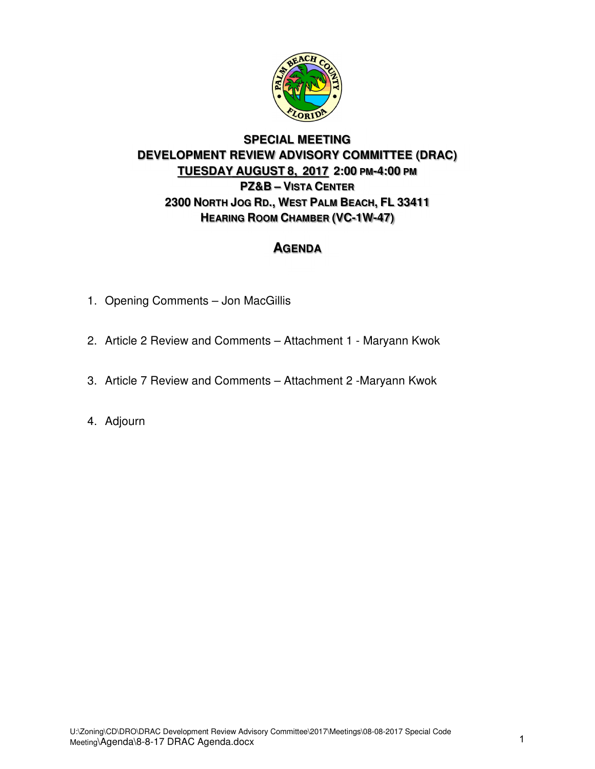# SPECIAL MEETING

## DEVELOPMENT REVIEW ADVISORY COMMITTEE (DRAC)

**TUESDAY AUGUST 8, 2017 2:00 PM-4:00 PM**

**PZ&B – VISTA CENTER**

**2300 NORTH JOG RD., WEST PALM BEACH, FL 33411**

**HEARING ROOM CHAMBER (VC-1W-47)**

## AGENDA

1. Opening Comments – Jon MacGillis
2. Article 2 Review and Comments – Attachment 1 - Maryann Kwok
3. Article 7 Review and Comments – Attachment 2 -Maryann Kwok
4. Adjourn

U:\Zoning\CD\DRO\DRAC Development Review Advisory Committee\2017\Meetings\08-08-2017 Special Code Meeting\Agenda\8-8-17 DRAC Agenda.docx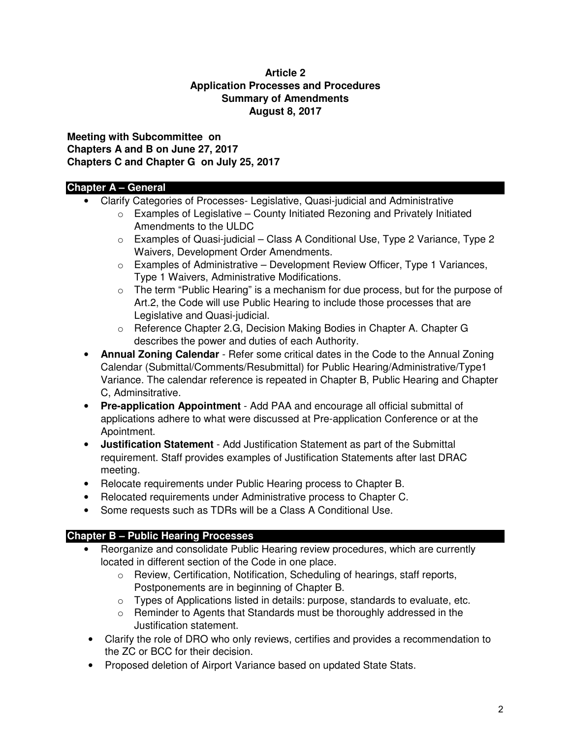**Article 2**
**Application Processes and Procedures**
**Summary of Amendments**
**August 8, 2017**

**Meeting with Subcommittee on**
**Chapters A and B on June 27, 2017**
**Chapters C and Chapter G on July 25, 2017**

## Chapter A – General

- Clarify Categories of Processes- Legislative, Quasi-judicial and Administrative
  - Examples of Legislative – County Initiated Rezoning and Privately Initiated Amendments to the ULDC
  - Examples of Quasi-judicial – Class A Conditional Use, Type 2 Variance, Type 2 Waivers, Development Order Amendments.
  - Examples of Administrative – Development Review Officer, Type 1 Variances, Type 1 Waivers, Administrative Modifications.
  - The term "Public Hearing" is a mechanism for due process, but for the purpose of Art.2, the Code will use Public Hearing to include those processes that are Legislative and Quasi-judicial.
  - Reference Chapter 2.G, Decision Making Bodies in Chapter A. Chapter G describes the power and duties of each Authority.
- **Annual Zoning Calendar** - Refer some critical dates in the Code to the Annual Zoning Calendar (Submittal/Comments/Resubmittal) for Public Hearing/Administrative/Type1 Variance. The calendar reference is repeated in Chapter B, Public Hearing and Chapter C, Adminsitrative.
- **Pre-application Appointment** - Add PAA and encourage all official submittal of applications adhere to what were discussed at Pre-application Conference or at the Apointment.
- **Justification Statement** - Add Justification Statement as part of the Submittal requirement. Staff provides examples of Justification Statements after last DRAC meeting.
- Relocate requirements under Public Hearing process to Chapter B.
- Relocated requirements under Administrative process to Chapter C.
- Some requests such as TDRs will be a Class A Conditional Use.

## Chapter B – Public Hearing Processes

- Reorganize and consolidate Public Hearing review procedures, which are currently located in different section of the Code in one place.
  - Review, Certification, Notification, Scheduling of hearings, staff reports, Postponements are in beginning of Chapter B.
  - Types of Applications listed in details: purpose, standards to evaluate, etc.
  - Reminder to Agents that Standards must be thoroughly addressed in the Justification statement.
- Clarify the role of DRO who only reviews, certifies and provides a recommendation to the ZC or BCC for their decision.
- Proposed deletion of Airport Variance based on updated State Stats.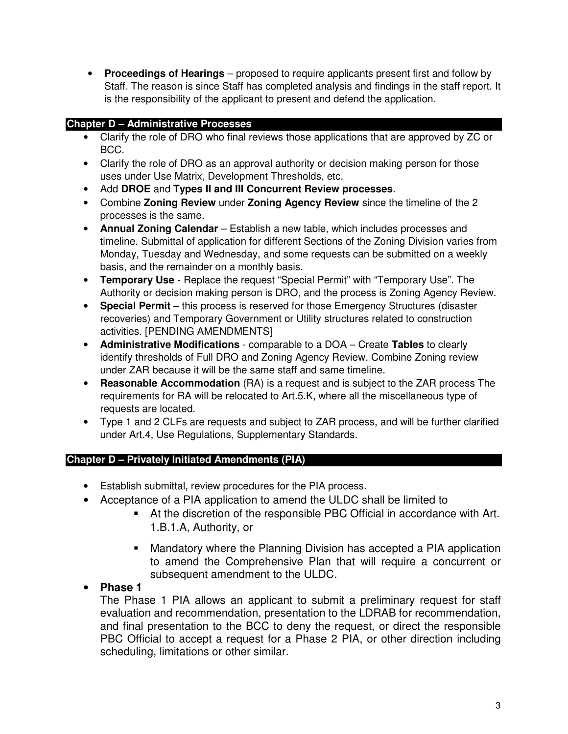- **Proceedings of Hearings** – proposed to require applicants present first and follow by Staff. The reason is since Staff has completed analysis and findings in the staff report. It is the responsibility of the applicant to present and defend the application.

## Chapter D – Administrative Processes

- Clarify the role of DRO who final reviews those applications that are approved by ZC or BCC.
- Clarify the role of DRO as an approval authority or decision making person for those uses under Use Matrix, Development Thresholds, etc.
- Add **DROE** and **Types II and III Concurrent Review processes**.
- Combine **Zoning Review** under **Zoning Agency Review** since the timeline of the 2 processes is the same.
- **Annual Zoning Calendar** – Establish a new table, which includes processes and timeline. Submittal of application for different Sections of the Zoning Division varies from Monday, Tuesday and Wednesday, and some requests can be submitted on a weekly basis, and the remainder on a monthly basis.
- **Temporary Use** - Replace the request "Special Permit" with "Temporary Use". The Authority or decision making person is DRO, and the process is Zoning Agency Review.
- **Special Permit** – this process is reserved for those Emergency Structures (disaster recoveries) and Temporary Government or Utility structures related to construction activities. [PENDING AMENDMENTS]
- **Administrative Modifications** - comparable to a DOA – Create **Tables** to clearly identify thresholds of Full DRO and Zoning Agency Review. Combine Zoning review under ZAR because it will be the same staff and same timeline.
- **Reasonable Accommodation** (RA) is a request and is subject to the ZAR process The requirements for RA will be relocated to Art.5.K, where all the miscellaneous type of requests are located.
- Type 1 and 2 CLFs are requests and subject to ZAR process, and will be further clarified under Art.4, Use Regulations, Supplementary Standards.

## Chapter D – Privately Initiated Amendments (PIA)

- Establish submittal, review procedures for the PIA process.
- Acceptance of a PIA application to amend the ULDC shall be limited to
  - At the discretion of the responsible PBC Official in accordance with Art. 1.B.1.A, Authority, or
  - Mandatory where the Planning Division has accepted a PIA application to amend the Comprehensive Plan that will require a concurrent or subsequent amendment to the ULDC.
- **Phase 1**

  The Phase 1 PIA allows an applicant to submit a preliminary request for staff evaluation and recommendation, presentation to the LDRAB for recommendation, and final presentation to the BCC to deny the request, or direct the responsible PBC Official to accept a request for a Phase 2 PIA, or other direction including scheduling, limitations or other similar.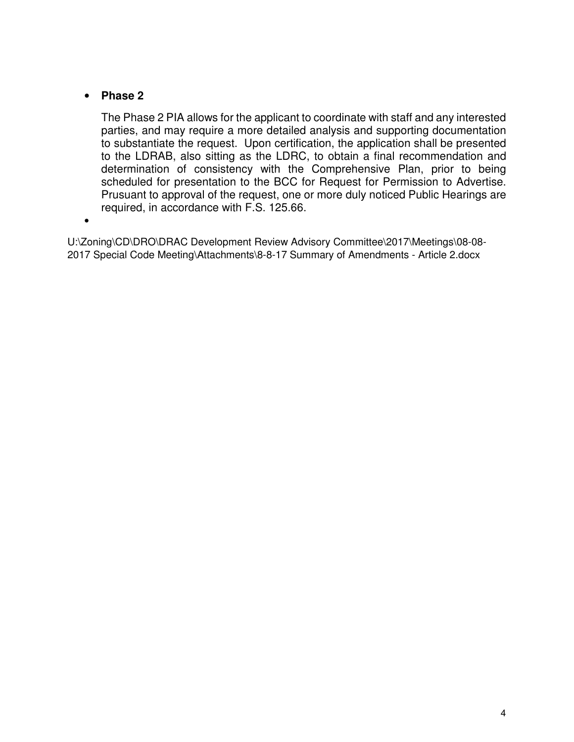- **Phase 2**

  The Phase 2 PIA allows for the applicant to coordinate with staff and any interested parties, and may require a more detailed analysis and supporting documentation to substantiate the request. Upon certification, the application shall be presented to the LDRAB, also sitting as the LDRC, to obtain a final recommendation and determination of consistency with the Comprehensive Plan, prior to being scheduled for presentation to the BCC for Request for Permission to Advertise. Prusuant to approval of the request, one or more duly noticed Public Hearings are required, in accordance with F.S. 125.66.

- 

U:\Zoning\CD\DRO\DRAC Development Review Advisory Committee\2017\Meetings\08-08-2017 Special Code Meeting\Attachments\8-8-17 Summary of Amendments - Article 2.docx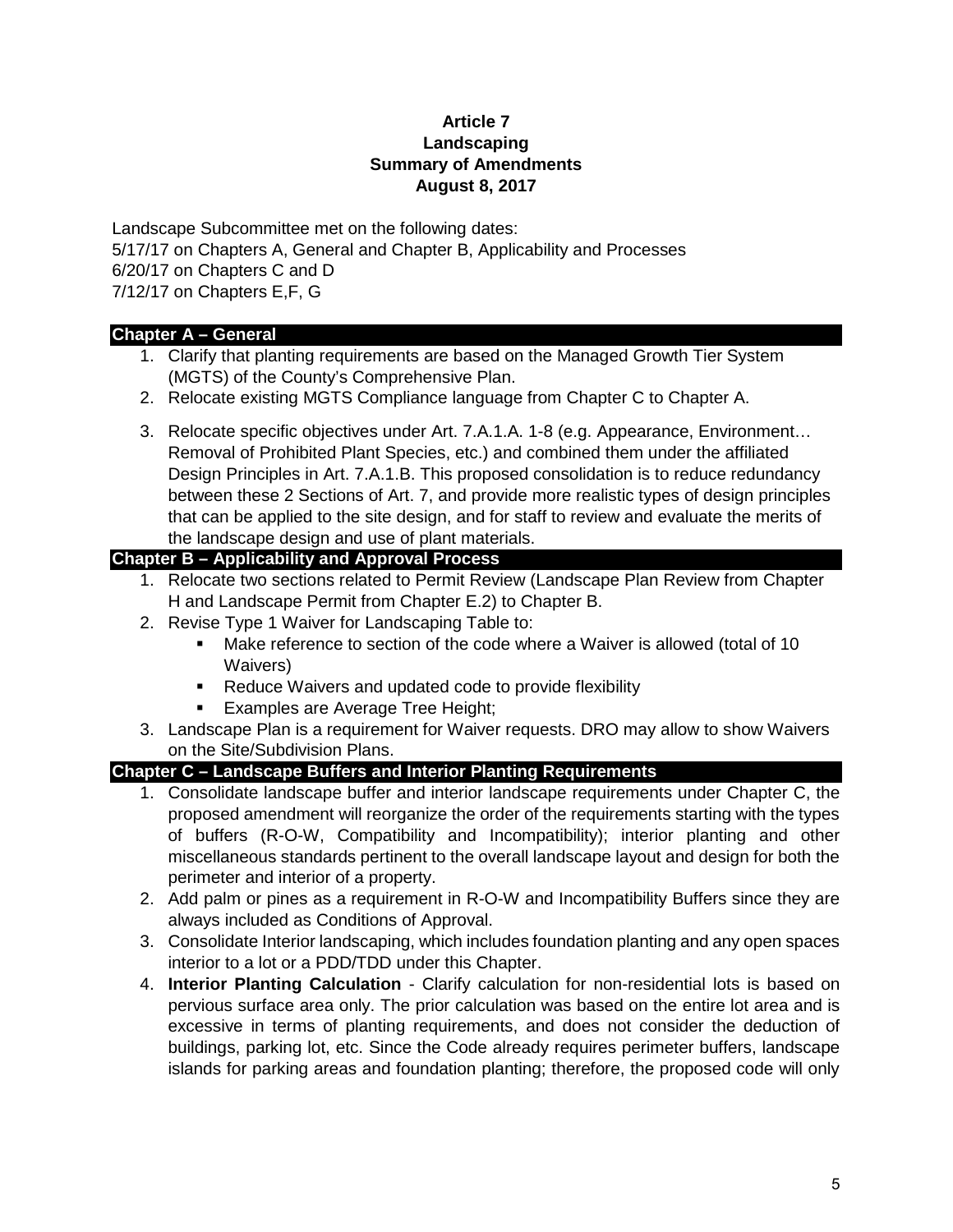**Article 7**
**Landscaping**
**Summary of Amendments**
**August 8, 2017**

Landscape Subcommittee met on the following dates:
5/17/17 on Chapters A, General and Chapter B, Applicability and Processes
6/20/17 on Chapters C and D
7/12/17 on Chapters E,F, G

## Chapter A – General

1. Clarify that planting requirements are based on the Managed Growth Tier System (MGTS) of the County's Comprehensive Plan.
2. Relocate existing MGTS Compliance language from Chapter C to Chapter A.
3. Relocate specific objectives under Art. 7.A.1.A. 1-8 (e.g. Appearance, Environment… Removal of Prohibited Plant Species, etc.) and combined them under the affiliated Design Principles in Art. 7.A.1.B. This proposed consolidation is to reduce redundancy between these 2 Sections of Art. 7, and provide more realistic types of design principles that can be applied to the site design, and for staff to review and evaluate the merits of the landscape design and use of plant materials.

## Chapter B – Applicability and Approval Process

1. Relocate two sections related to Permit Review (Landscape Plan Review from Chapter H and Landscape Permit from Chapter E.2) to Chapter B.
2. Revise Type 1 Waiver for Landscaping Table to:
   - Make reference to section of the code where a Waiver is allowed (total of 10 Waivers)
   - Reduce Waivers and updated code to provide flexibility
   - Examples are Average Tree Height;
3. Landscape Plan is a requirement for Waiver requests. DRO may allow to show Waivers on the Site/Subdivision Plans.

## Chapter C – Landscape Buffers and Interior Planting Requirements

1. Consolidate landscape buffer and interior landscape requirements under Chapter C, the proposed amendment will reorganize the order of the requirements starting with the types of buffers (R-O-W, Compatibility and Incompatibility); interior planting and other miscellaneous standards pertinent to the overall landscape layout and design for both the perimeter and interior of a property.
2. Add palm or pines as a requirement in R-O-W and Incompatibility Buffers since they are always included as Conditions of Approval.
3. Consolidate Interior landscaping, which includes foundation planting and any open spaces interior to a lot or a PDD/TDD under this Chapter.
4. **Interior Planting Calculation** - Clarify calculation for non-residential lots is based on pervious surface area only. The prior calculation was based on the entire lot area and is excessive in terms of planting requirements, and does not consider the deduction of buildings, parking lot, etc. Since the Code already requires perimeter buffers, landscape islands for parking areas and foundation planting; therefore, the proposed code will only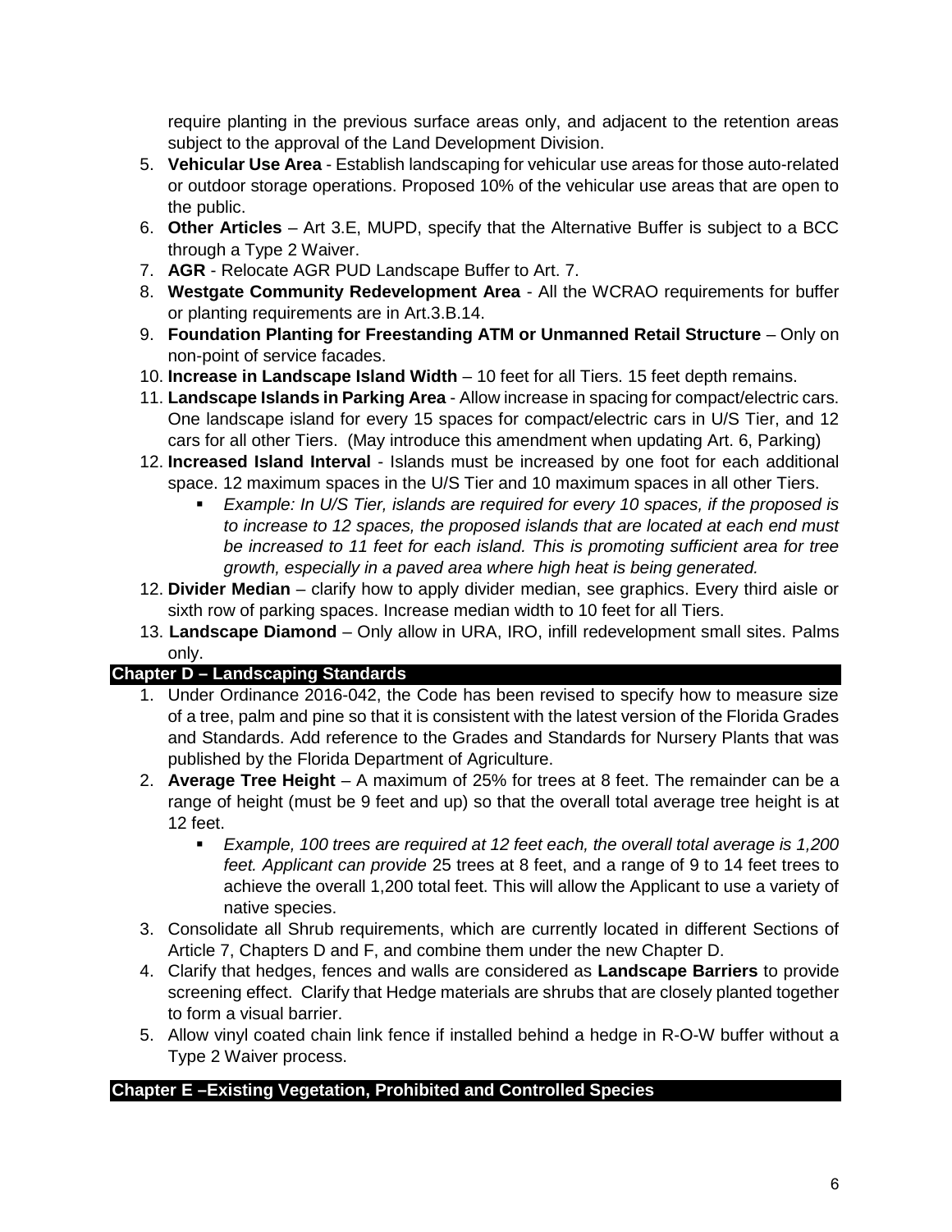require planting in the previous surface areas only, and adjacent to the retention areas subject to the approval of the Land Development Division.

5. **Vehicular Use Area** - Establish landscaping for vehicular use areas for those auto-related or outdoor storage operations. Proposed 10% of the vehicular use areas that are open to the public.
6. **Other Articles** – Art 3.E, MUPD, specify that the Alternative Buffer is subject to a BCC through a Type 2 Waiver.
7. **AGR** - Relocate AGR PUD Landscape Buffer to Art. 7.
8. **Westgate Community Redevelopment Area** - All the WCRAO requirements for buffer or planting requirements are in Art.3.B.14.
9. **Foundation Planting for Freestanding ATM or Unmanned Retail Structure** – Only on non-point of service facades.
10. **Increase in Landscape Island Width** – 10 feet for all Tiers. 15 feet depth remains.
11. **Landscape Islands in Parking Area** - Allow increase in spacing for compact/electric cars. One landscape island for every 15 spaces for compact/electric cars in U/S Tier, and 12 cars for all other Tiers. (May introduce this amendment when updating Art. 6, Parking)
12. **Increased Island Interval** - Islands must be increased by one foot for each additional space. 12 maximum spaces in the U/S Tier and 10 maximum spaces in all other Tiers.
    - *Example: In U/S Tier, islands are required for every 10 spaces, if the proposed is to increase to 12 spaces, the proposed islands that are located at each end must be increased to 11 feet for each island. This is promoting sufficient area for tree growth, especially in a paved area where high heat is being generated.*

12. **Divider Median** – clarify how to apply divider median, see graphics. Every third aisle or sixth row of parking spaces. Increase median width to 10 feet for all Tiers.
13. **Landscape Diamond** – Only allow in URA, IRO, infill redevelopment small sites. Palms only.

## Chapter D – Landscaping Standards

1. Under Ordinance 2016-042, the Code has been revised to specify how to measure size of a tree, palm and pine so that it is consistent with the latest version of the Florida Grades and Standards. Add reference to the Grades and Standards for Nursery Plants that was published by the Florida Department of Agriculture.
2. **Average Tree Height** – A maximum of 25% for trees at 8 feet. The remainder can be a range of height (must be 9 feet and up) so that the overall total average tree height is at 12 feet.
    - *Example, 100 trees are required at 12 feet each, the overall total average is 1,200 feet. Applicant can provide* 25 trees at 8 feet, and a range of 9 to 14 feet trees to achieve the overall 1,200 total feet. This will allow the Applicant to use a variety of native species.
3. Consolidate all Shrub requirements, which are currently located in different Sections of Article 7, Chapters D and F, and combine them under the new Chapter D.
4. Clarify that hedges, fences and walls are considered as **Landscape Barriers** to provide screening effect. Clarify that Hedge materials are shrubs that are closely planted together to form a visual barrier.
5. Allow vinyl coated chain link fence if installed behind a hedge in R-O-W buffer without a Type 2 Waiver process.

## Chapter E –Existing Vegetation, Prohibited and Controlled Species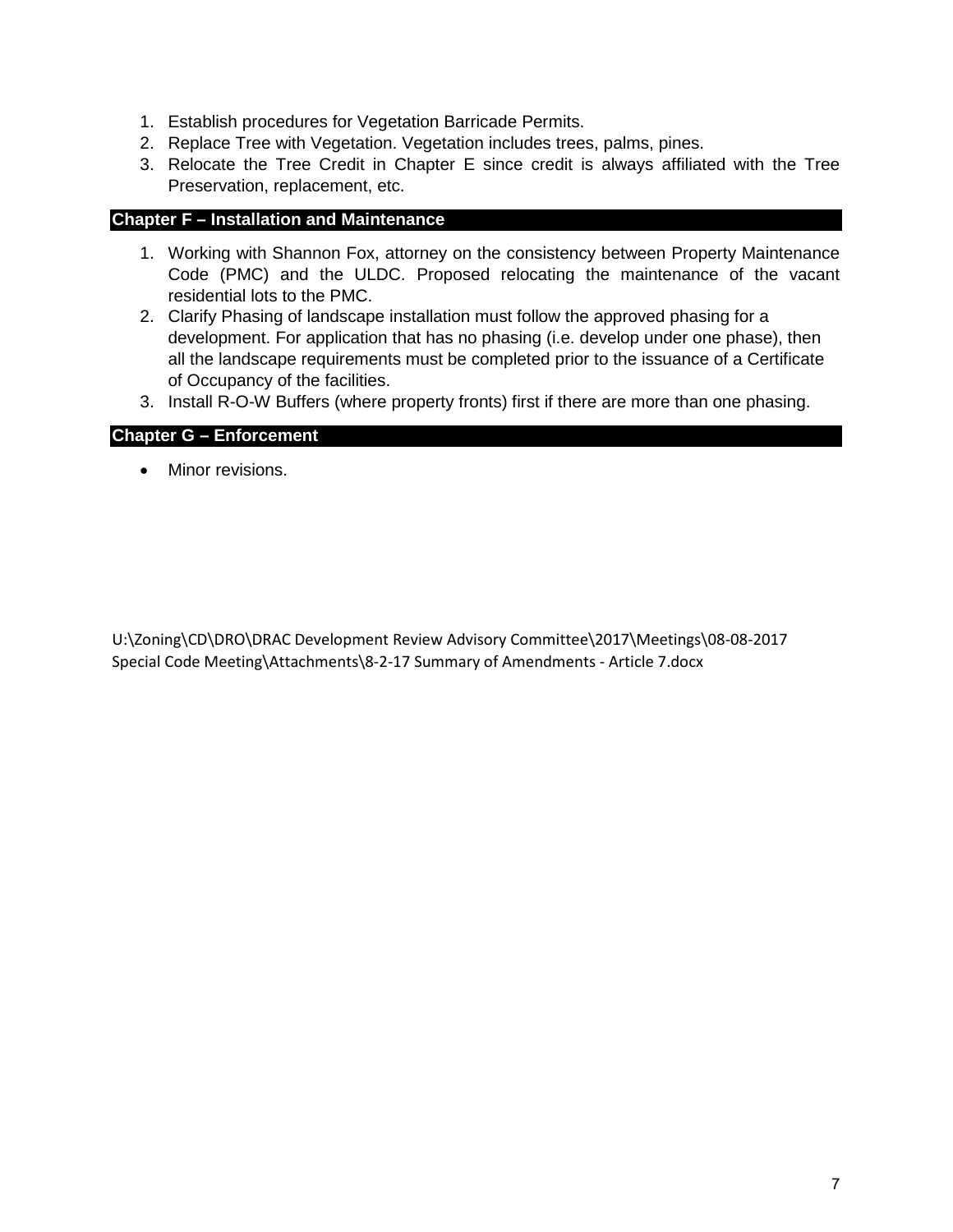1. Establish procedures for Vegetation Barricade Permits.
2. Replace Tree with Vegetation. Vegetation includes trees, palms, pines.
3. Relocate the Tree Credit in Chapter E since credit is always affiliated with the Tree Preservation, replacement, etc.

## Chapter F – Installation and Maintenance

1. Working with Shannon Fox, attorney on the consistency between Property Maintenance Code (PMC) and the ULDC. Proposed relocating the maintenance of the vacant residential lots to the PMC.
2. Clarify Phasing of landscape installation must follow the approved phasing for a development. For application that has no phasing (i.e. develop under one phase), then all the landscape requirements must be completed prior to the issuance of a Certificate of Occupancy of the facilities.
3. Install R-O-W Buffers (where property fronts) first if there are more than one phasing.

## Chapter G – Enforcement

- Minor revisions.

U:\Zoning\CD\DRO\DRAC Development Review Advisory Committee\2017\Meetings\08-08-2017 Special Code Meeting\Attachments\8-2-17 Summary of Amendments - Article 7.docx